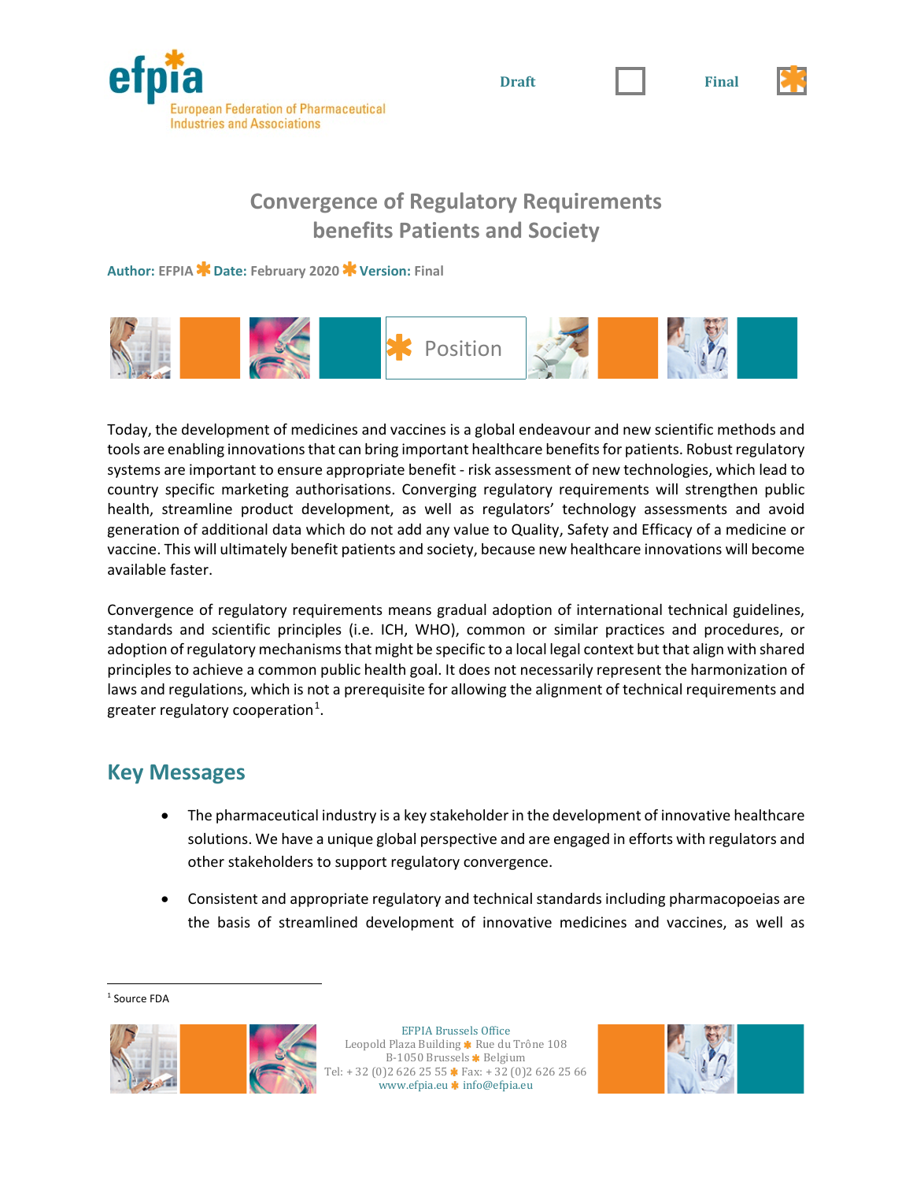Draft ☐ Final ☒

# Convergence of Regulatory Requirements benefits Patients and Society

**Author:** EFPIA **Date:** February 2020 **Version:** Final

Position

Today, the development of medicines and vaccines is a global endeavour and new scientific methods and tools are enabling innovations that can bring important healthcare benefits for patients. Robust regulatory systems are important to ensure appropriate benefit - risk assessment of new technologies, which lead to country specific marketing authorisations. Converging regulatory requirements will strengthen public health, streamline product development, as well as regulators' technology assessments and avoid generation of additional data which do not add any value to Quality, Safety and Efficacy of a medicine or vaccine. This will ultimately benefit patients and society, because new healthcare innovations will become available faster.

Convergence of regulatory requirements means gradual adoption of international technical guidelines, standards and scientific principles (i.e. ICH, WHO), common or similar practices and procedures, or adoption of regulatory mechanisms that might be specific to a local legal context but that align with shared principles to achieve a common public health goal. It does not necessarily represent the harmonization of laws and regulations, which is not a prerequisite for allowing the alignment of technical requirements and greater regulatory cooperation[1].

## Key Messages

- The pharmaceutical industry is a key stakeholder in the development of innovative healthcare solutions. We have a unique global perspective and are engaged in efforts with regulators and other stakeholders to support regulatory convergence.
- Consistent and appropriate regulatory and technical standards including pharmacopoeias are the basis of streamlined development of innovative medicines and vaccines, as well as

[1] Source FDA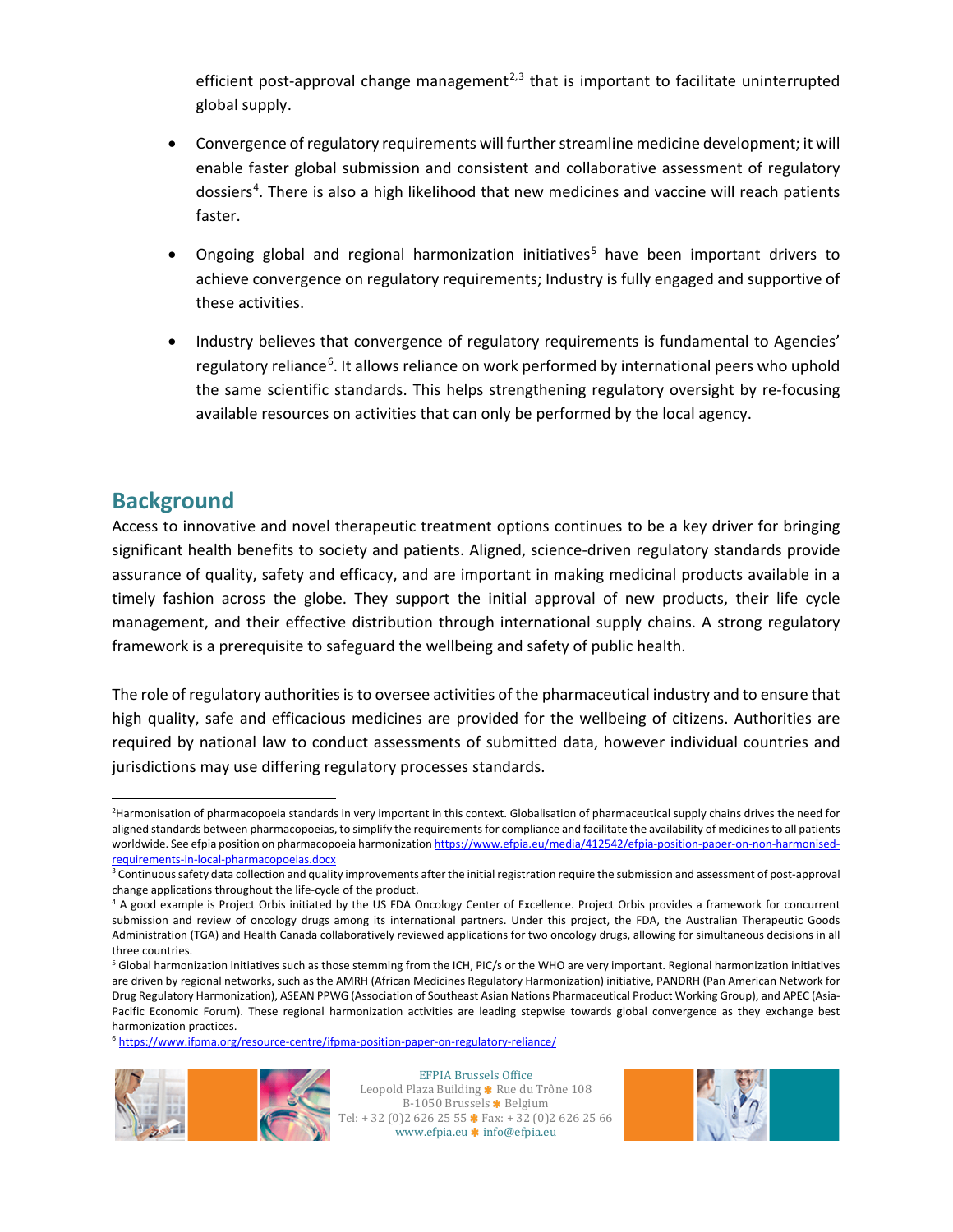efficient post-approval change management[2,3] that is important to facilitate uninterrupted global supply.

- Convergence of regulatory requirements will further streamline medicine development; it will enable faster global submission and consistent and collaborative assessment of regulatory dossiers[4]. There is also a high likelihood that new medicines and vaccine will reach patients faster.

- Ongoing global and regional harmonization initiatives[5] have been important drivers to achieve convergence on regulatory requirements; Industry is fully engaged and supportive of these activities.

- Industry believes that convergence of regulatory requirements is fundamental to Agencies' regulatory reliance[6]. It allows reliance on work performed by international peers who uphold the same scientific standards. This helps strengthening regulatory oversight by re-focusing available resources on activities that can only be performed by the local agency.

## Background

Access to innovative and novel therapeutic treatment options continues to be a key driver for bringing significant health benefits to society and patients. Aligned, science-driven regulatory standards provide assurance of quality, safety and efficacy, and are important in making medicinal products available in a timely fashion across the globe. They support the initial approval of new products, their life cycle management, and their effective distribution through international supply chains. A strong regulatory framework is a prerequisite to safeguard the wellbeing and safety of public health.

The role of regulatory authorities is to oversee activities of the pharmaceutical industry and to ensure that high quality, safe and efficacious medicines are provided for the wellbeing of citizens. Authorities are required by national law to conduct assessments of submitted data, however individual countries and jurisdictions may use differing regulatory processes standards.

---

[2] Harmonisation of pharmacopoeia standards in very important in this context. Globalisation of pharmaceutical supply chains drives the need for aligned standards between pharmacopoeias, to simplify the requirements for compliance and facilitate the availability of medicines to all patients worldwide. See efpia position on pharmacopoeia harmonization https://www.efpia.eu/media/412542/efpia-position-paper-on-non-harmonised-requirements-in-local-pharmacopoeias.docx

[3] Continuous safety data collection and quality improvements after the initial registration require the submission and assessment of post-approval change applications throughout the life-cycle of the product.

[4] A good example is Project Orbis initiated by the US FDA Oncology Center of Excellence. Project Orbis provides a framework for concurrent submission and review of oncology drugs among its international partners. Under this project, the FDA, the Australian Therapeutic Goods Administration (TGA) and Health Canada collaboratively reviewed applications for two oncology drugs, allowing for simultaneous decisions in all three countries.

[5] Global harmonization initiatives such as those stemming from the ICH, PIC/s or the WHO are very important. Regional harmonization initiatives are driven by regional networks, such as the AMRH (African Medicines Regulatory Harmonization) initiative, PANDRH (Pan American Network for Drug Regulatory Harmonization), ASEAN PPWG (Association of Southeast Asian Nations Pharmaceutical Product Working Group), and APEC (Asia-Pacific Economic Forum). These regional harmonization activities are leading stepwise towards global convergence as they exchange best harmonization practices.

[6] https://www.ifpma.org/resource-centre/ifpma-position-paper-on-regulatory-reliance/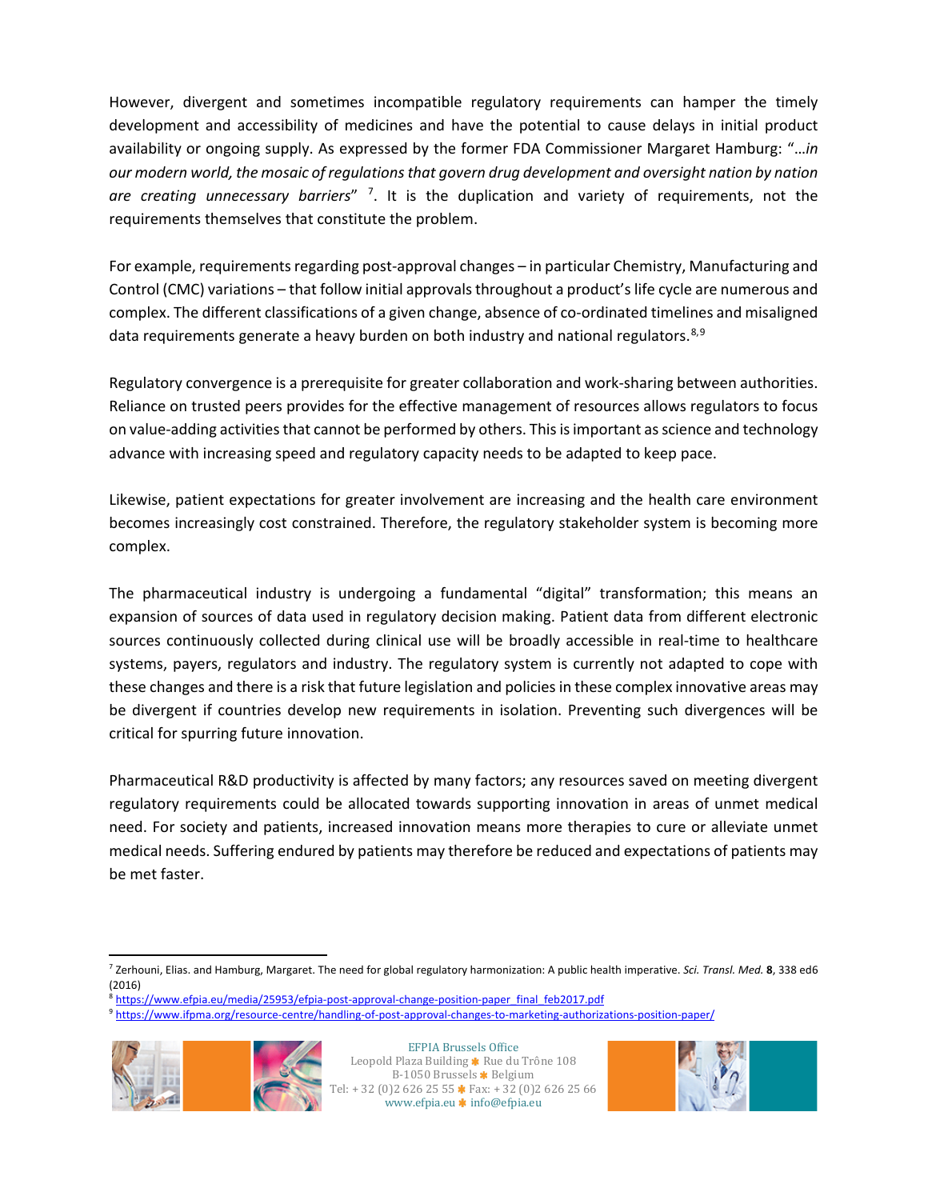However, divergent and sometimes incompatible regulatory requirements can hamper the timely development and accessibility of medicines and have the potential to cause delays in initial product availability or ongoing supply. As expressed by the former FDA Commissioner Margaret Hamburg: "…*in our modern world, the mosaic of regulations that govern drug development and oversight nation by nation are creating unnecessary barriers*" [7]. It is the duplication and variety of requirements, not the requirements themselves that constitute the problem.

For example, requirements regarding post-approval changes – in particular Chemistry, Manufacturing and Control (CMC) variations – that follow initial approvals throughout a product's life cycle are numerous and complex. The different classifications of a given change, absence of co-ordinated timelines and misaligned data requirements generate a heavy burden on both industry and national regulators.[8,9]

Regulatory convergence is a prerequisite for greater collaboration and work-sharing between authorities. Reliance on trusted peers provides for the effective management of resources allows regulators to focus on value-adding activities that cannot be performed by others. This is important as science and technology advance with increasing speed and regulatory capacity needs to be adapted to keep pace.

Likewise, patient expectations for greater involvement are increasing and the health care environment becomes increasingly cost constrained. Therefore, the regulatory stakeholder system is becoming more complex.

The pharmaceutical industry is undergoing a fundamental "digital" transformation; this means an expansion of sources of data used in regulatory decision making. Patient data from different electronic sources continuously collected during clinical use will be broadly accessible in real-time to healthcare systems, payers, regulators and industry. The regulatory system is currently not adapted to cope with these changes and there is a risk that future legislation and policies in these complex innovative areas may be divergent if countries develop new requirements in isolation. Preventing such divergences will be critical for spurring future innovation.

Pharmaceutical R&D productivity is affected by many factors; any resources saved on meeting divergent regulatory requirements could be allocated towards supporting innovation in areas of unmet medical need. For society and patients, increased innovation means more therapies to cure or alleviate unmet medical needs. Suffering endured by patients may therefore be reduced and expectations of patients may be met faster.

---

[7] Zerhouni, Elias. and Hamburg, Margaret. The need for global regulatory harmonization: A public health imperative. *Sci. Transl. Med.* **8**, 338 ed6 (2016)

[8] https://www.efpia.eu/media/25953/efpia-post-approval-change-position-paper_final_feb2017.pdf

[9] https://www.ifpma.org/resource-centre/handling-of-post-approval-changes-to-marketing-authorizations-position-paper/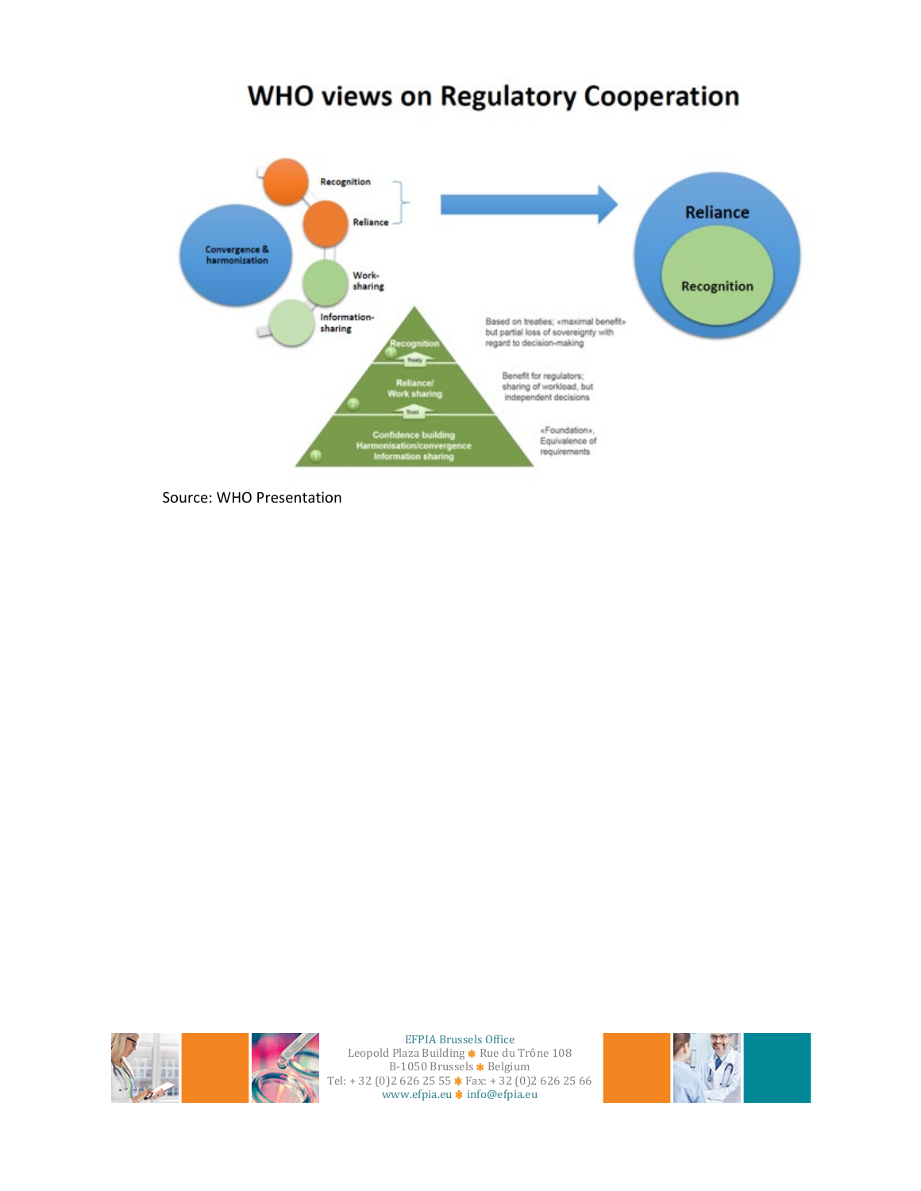# WHO views on Regulatory Cooperation

Recognition

Reliance

Convergence & harmonization

Work-sharing

Information-sharing

Reliance

Recognition

Recognition

Treaty

Reliance/ Work sharing

Trust

Confidence building Harmonisation/convergence Information sharing

Based on treaties; «maximal benefit» but partial loss of sovereignty with regard to decision-making

Benefit for regulators; sharing of workload, but independent decisions

«Foundation», Equivalence of requirements

Source: WHO Presentation